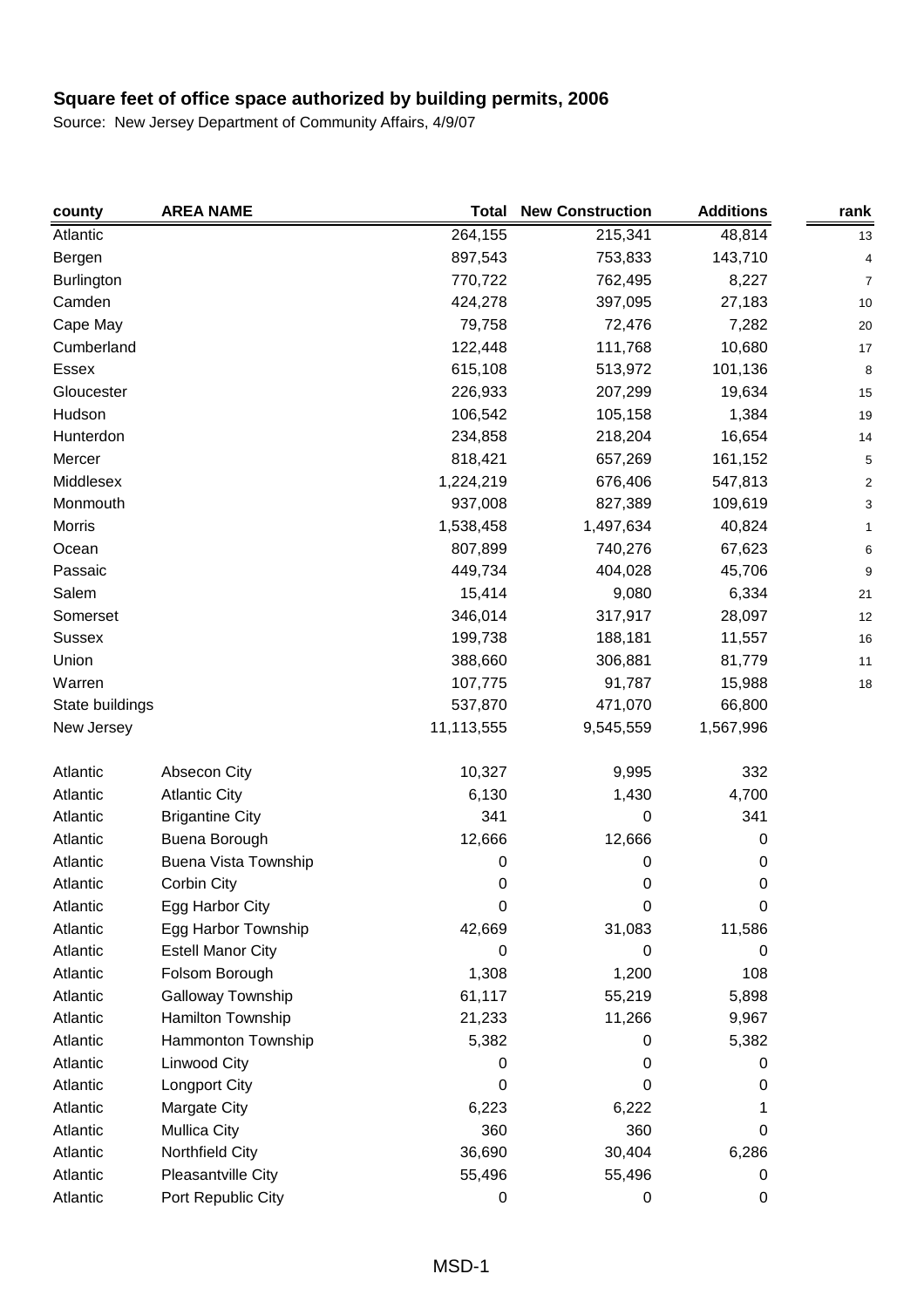# Square feet of office space authorized by building permits, 2006

Source: New Jersey Department of Community Affairs, 4/9/07

| county | AREA NAME | Total | New Construction | Additions | rank |
|---|---|---|---|---|---|
| Atlantic | | 264,155 | 215,341 | 48,814 | 13 |
| Bergen | | 897,543 | 753,833 | 143,710 | 4 |
| Burlington | | 770,722 | 762,495 | 8,227 | 7 |
| Camden | | 424,278 | 397,095 | 27,183 | 10 |
| Cape May | | 79,758 | 72,476 | 7,282 | 20 |
| Cumberland | | 122,448 | 111,768 | 10,680 | 17 |
| Essex | | 615,108 | 513,972 | 101,136 | 8 |
| Gloucester | | 226,933 | 207,299 | 19,634 | 15 |
| Hudson | | 106,542 | 105,158 | 1,384 | 19 |
| Hunterdon | | 234,858 | 218,204 | 16,654 | 14 |
| Mercer | | 818,421 | 657,269 | 161,152 | 5 |
| Middlesex | | 1,224,219 | 676,406 | 547,813 | 2 |
| Monmouth | | 937,008 | 827,389 | 109,619 | 3 |
| Morris | | 1,538,458 | 1,497,634 | 40,824 | 1 |
| Ocean | | 807,899 | 740,276 | 67,623 | 6 |
| Passaic | | 449,734 | 404,028 | 45,706 | 9 |
| Salem | | 15,414 | 9,080 | 6,334 | 21 |
| Somerset | | 346,014 | 317,917 | 28,097 | 12 |
| Sussex | | 199,738 | 188,181 | 11,557 | 16 |
| Union | | 388,660 | 306,881 | 81,779 | 11 |
| Warren | | 107,775 | 91,787 | 15,988 | 18 |
| State buildings | | 537,870 | 471,070 | 66,800 | |
| New Jersey | | 11,113,555 | 9,545,559 | 1,567,996 | |
| | | | | | |
| Atlantic | Absecon City | 10,327 | 9,995 | 332 | |
| Atlantic | Atlantic City | 6,130 | 1,430 | 4,700 | |
| Atlantic | Brigantine City | 341 | 0 | 341 | |
| Atlantic | Buena Borough | 12,666 | 12,666 | 0 | |
| Atlantic | Buena Vista Township | 0 | 0 | 0 | |
| Atlantic | Corbin City | 0 | 0 | 0 | |
| Atlantic | Egg Harbor City | 0 | 0 | 0 | |
| Atlantic | Egg Harbor Township | 42,669 | 31,083 | 11,586 | |
| Atlantic | Estell Manor City | 0 | 0 | 0 | |
| Atlantic | Folsom Borough | 1,308 | 1,200 | 108 | |
| Atlantic | Galloway Township | 61,117 | 55,219 | 5,898 | |
| Atlantic | Hamilton Township | 21,233 | 11,266 | 9,967 | |
| Atlantic | Hammonton Township | 5,382 | 0 | 5,382 | |
| Atlantic | Linwood City | 0 | 0 | 0 | |
| Atlantic | Longport City | 0 | 0 | 0 | |
| Atlantic | Margate City | 6,223 | 6,222 | 1 | |
| Atlantic | Mullica City | 360 | 360 | 0 | |
| Atlantic | Northfield City | 36,690 | 30,404 | 6,286 | |
| Atlantic | Pleasantville City | 55,496 | 55,496 | 0 | |
| Atlantic | Port Republic City | 0 | 0 | 0 | |

MSD-1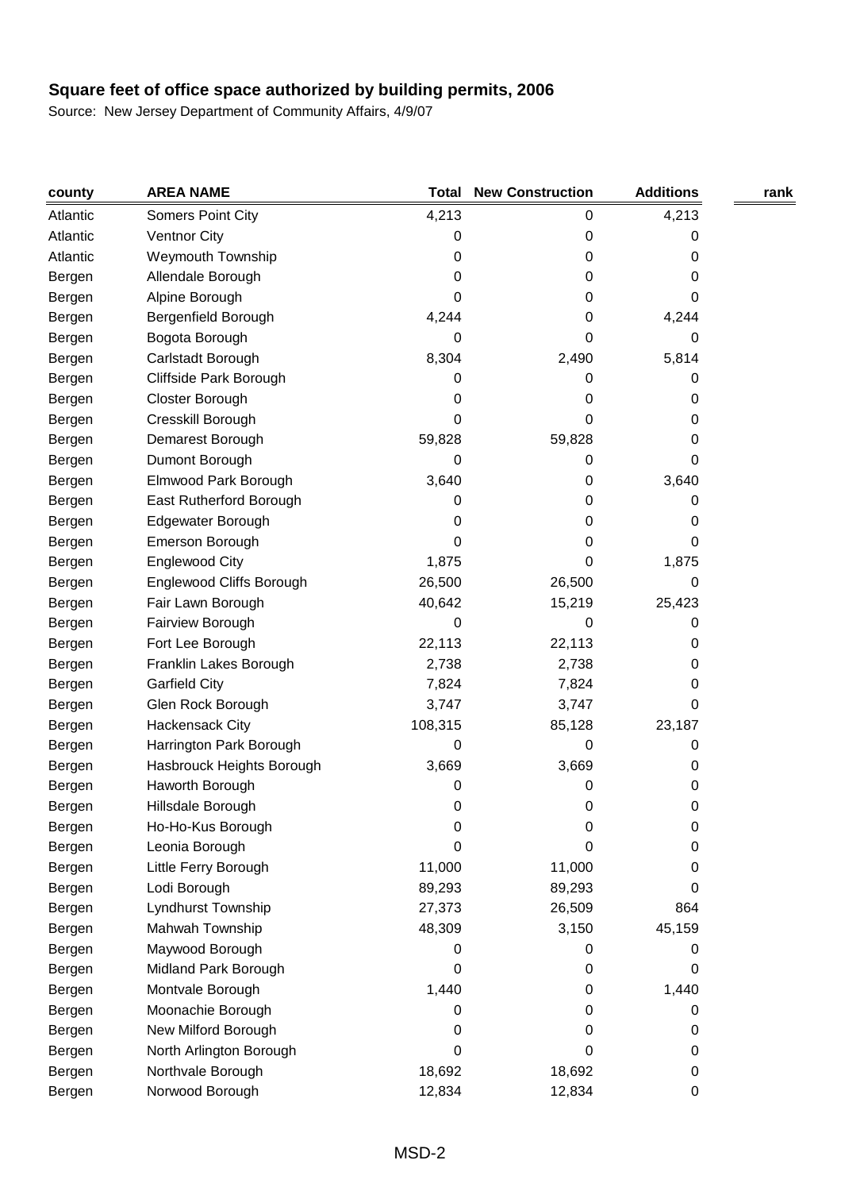## Square feet of office space authorized by building permits, 2006

Source: New Jersey Department of Community Affairs, 4/9/07

| county | AREA NAME | Total | New Construction | Additions | rank |
|---|---|---|---|---|---|
| Atlantic | Somers Point City | 4,213 | 0 | 4,213 | |
| Atlantic | Ventnor City | 0 | 0 | 0 | |
| Atlantic | Weymouth Township | 0 | 0 | 0 | |
| Bergen | Allendale Borough | 0 | 0 | 0 | |
| Bergen | Alpine Borough | 0 | 0 | 0 | |
| Bergen | Bergenfield Borough | 4,244 | 0 | 4,244 | |
| Bergen | Bogota Borough | 0 | 0 | 0 | |
| Bergen | Carlstadt Borough | 8,304 | 2,490 | 5,814 | |
| Bergen | Cliffside Park Borough | 0 | 0 | 0 | |
| Bergen | Closter Borough | 0 | 0 | 0 | |
| Bergen | Cresskill Borough | 0 | 0 | 0 | |
| Bergen | Demarest Borough | 59,828 | 59,828 | 0 | |
| Bergen | Dumont Borough | 0 | 0 | 0 | |
| Bergen | Elmwood Park Borough | 3,640 | 0 | 3,640 | |
| Bergen | East Rutherford Borough | 0 | 0 | 0 | |
| Bergen | Edgewater Borough | 0 | 0 | 0 | |
| Bergen | Emerson Borough | 0 | 0 | 0 | |
| Bergen | Englewood City | 1,875 | 0 | 1,875 | |
| Bergen | Englewood Cliffs Borough | 26,500 | 26,500 | 0 | |
| Bergen | Fair Lawn Borough | 40,642 | 15,219 | 25,423 | |
| Bergen | Fairview Borough | 0 | 0 | 0 | |
| Bergen | Fort Lee Borough | 22,113 | 22,113 | 0 | |
| Bergen | Franklin Lakes Borough | 2,738 | 2,738 | 0 | |
| Bergen | Garfield City | 7,824 | 7,824 | 0 | |
| Bergen | Glen Rock Borough | 3,747 | 3,747 | 0 | |
| Bergen | Hackensack City | 108,315 | 85,128 | 23,187 | |
| Bergen | Harrington Park Borough | 0 | 0 | 0 | |
| Bergen | Hasbrouck Heights Borough | 3,669 | 3,669 | 0 | |
| Bergen | Haworth Borough | 0 | 0 | 0 | |
| Bergen | Hillsdale Borough | 0 | 0 | 0 | |
| Bergen | Ho-Ho-Kus Borough | 0 | 0 | 0 | |
| Bergen | Leonia Borough | 0 | 0 | 0 | |
| Bergen | Little Ferry Borough | 11,000 | 11,000 | 0 | |
| Bergen | Lodi Borough | 89,293 | 89,293 | 0 | |
| Bergen | Lyndhurst Township | 27,373 | 26,509 | 864 | |
| Bergen | Mahwah Township | 48,309 | 3,150 | 45,159 | |
| Bergen | Maywood Borough | 0 | 0 | 0 | |
| Bergen | Midland Park Borough | 0 | 0 | 0 | |
| Bergen | Montvale Borough | 1,440 | 0 | 1,440 | |
| Bergen | Moonachie Borough | 0 | 0 | 0 | |
| Bergen | New Milford Borough | 0 | 0 | 0 | |
| Bergen | North Arlington Borough | 0 | 0 | 0 | |
| Bergen | Northvale Borough | 18,692 | 18,692 | 0 | |
| Bergen | Norwood Borough | 12,834 | 12,834 | 0 | |

MSD-2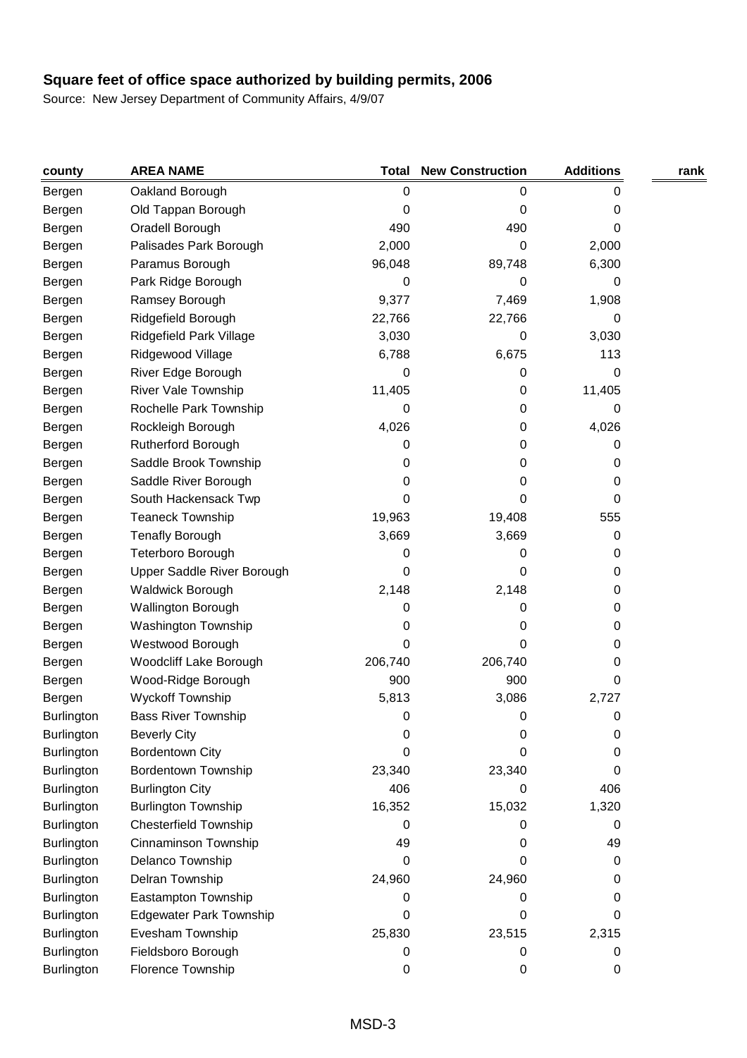# Square feet of office space authorized by building permits, 2006

Source: New Jersey Department of Community Affairs, 4/9/07

| county | AREA NAME | Total | New Construction | Additions | rank |
|---|---|---|---|---|---|
| Bergen | Oakland Borough | 0 | 0 | 0 | |
| Bergen | Old Tappan Borough | 0 | 0 | 0 | |
| Bergen | Oradell Borough | 490 | 490 | 0 | |
| Bergen | Palisades Park Borough | 2,000 | 0 | 2,000 | |
| Bergen | Paramus Borough | 96,048 | 89,748 | 6,300 | |
| Bergen | Park Ridge Borough | 0 | 0 | 0 | |
| Bergen | Ramsey Borough | 9,377 | 7,469 | 1,908 | |
| Bergen | Ridgefield Borough | 22,766 | 22,766 | 0 | |
| Bergen | Ridgefield Park Village | 3,030 | 0 | 3,030 | |
| Bergen | Ridgewood Village | 6,788 | 6,675 | 113 | |
| Bergen | River Edge Borough | 0 | 0 | 0 | |
| Bergen | River Vale Township | 11,405 | 0 | 11,405 | |
| Bergen | Rochelle Park Township | 0 | 0 | 0 | |
| Bergen | Rockleigh Borough | 4,026 | 0 | 4,026 | |
| Bergen | Rutherford Borough | 0 | 0 | 0 | |
| Bergen | Saddle Brook Township | 0 | 0 | 0 | |
| Bergen | Saddle River Borough | 0 | 0 | 0 | |
| Bergen | South Hackensack Twp | 0 | 0 | 0 | |
| Bergen | Teaneck Township | 19,963 | 19,408 | 555 | |
| Bergen | Tenafly Borough | 3,669 | 3,669 | 0 | |
| Bergen | Teterboro Borough | 0 | 0 | 0 | |
| Bergen | Upper Saddle River Borough | 0 | 0 | 0 | |
| Bergen | Waldwick Borough | 2,148 | 2,148 | 0 | |
| Bergen | Wallington Borough | 0 | 0 | 0 | |
| Bergen | Washington Township | 0 | 0 | 0 | |
| Bergen | Westwood Borough | 0 | 0 | 0 | |
| Bergen | Woodcliff Lake Borough | 206,740 | 206,740 | 0 | |
| Bergen | Wood-Ridge Borough | 900 | 900 | 0 | |
| Bergen | Wyckoff Township | 5,813 | 3,086 | 2,727 | |
| Burlington | Bass River Township | 0 | 0 | 0 | |
| Burlington | Beverly City | 0 | 0 | 0 | |
| Burlington | Bordentown City | 0 | 0 | 0 | |
| Burlington | Bordentown Township | 23,340 | 23,340 | 0 | |
| Burlington | Burlington City | 406 | 0 | 406 | |
| Burlington | Burlington Township | 16,352 | 15,032 | 1,320 | |
| Burlington | Chesterfield Township | 0 | 0 | 0 | |
| Burlington | Cinnaminson Township | 49 | 0 | 49 | |
| Burlington | Delanco Township | 0 | 0 | 0 | |
| Burlington | Delran Township | 24,960 | 24,960 | 0 | |
| Burlington | Eastampton Township | 0 | 0 | 0 | |
| Burlington | Edgewater Park Township | 0 | 0 | 0 | |
| Burlington | Evesham Township | 25,830 | 23,515 | 2,315 | |
| Burlington | Fieldsboro Borough | 0 | 0 | 0 | |
| Burlington | Florence Township | 0 | 0 | 0 | |

MSD-3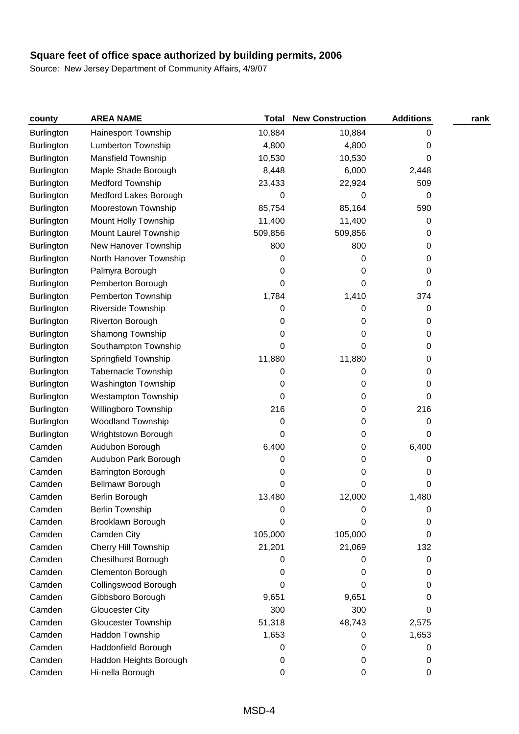# Square feet of office space authorized by building permits, 2006

Source: New Jersey Department of Community Affairs, 4/9/07

| county | AREA NAME | Total | New Construction | Additions | rank |
|---|---|---|---|---|---|
| Burlington | Hainesport Township | 10,884 | 10,884 | 0 | |
| Burlington | Lumberton Township | 4,800 | 4,800 | 0 | |
| Burlington | Mansfield Township | 10,530 | 10,530 | 0 | |
| Burlington | Maple Shade Borough | 8,448 | 6,000 | 2,448 | |
| Burlington | Medford Township | 23,433 | 22,924 | 509 | |
| Burlington | Medford Lakes Borough | 0 | 0 | 0 | |
| Burlington | Moorestown Township | 85,754 | 85,164 | 590 | |
| Burlington | Mount Holly Township | 11,400 | 11,400 | 0 | |
| Burlington | Mount Laurel Township | 509,856 | 509,856 | 0 | |
| Burlington | New Hanover Township | 800 | 800 | 0 | |
| Burlington | North Hanover Township | 0 | 0 | 0 | |
| Burlington | Palmyra Borough | 0 | 0 | 0 | |
| Burlington | Pemberton Borough | 0 | 0 | 0 | |
| Burlington | Pemberton Township | 1,784 | 1,410 | 374 | |
| Burlington | Riverside Township | 0 | 0 | 0 | |
| Burlington | Riverton Borough | 0 | 0 | 0 | |
| Burlington | Shamong Township | 0 | 0 | 0 | |
| Burlington | Southampton Township | 0 | 0 | 0 | |
| Burlington | Springfield Township | 11,880 | 11,880 | 0 | |
| Burlington | Tabernacle Township | 0 | 0 | 0 | |
| Burlington | Washington Township | 0 | 0 | 0 | |
| Burlington | Westampton Township | 0 | 0 | 0 | |
| Burlington | Willingboro Township | 216 | 0 | 216 | |
| Burlington | Woodland Township | 0 | 0 | 0 | |
| Burlington | Wrightstown Borough | 0 | 0 | 0 | |
| Camden | Audubon Borough | 6,400 | 0 | 6,400 | |
| Camden | Audubon Park Borough | 0 | 0 | 0 | |
| Camden | Barrington Borough | 0 | 0 | 0 | |
| Camden | Bellmawr Borough | 0 | 0 | 0 | |
| Camden | Berlin Borough | 13,480 | 12,000 | 1,480 | |
| Camden | Berlin Township | 0 | 0 | 0 | |
| Camden | Brooklawn Borough | 0 | 0 | 0 | |
| Camden | Camden City | 105,000 | 105,000 | 0 | |
| Camden | Cherry Hill Township | 21,201 | 21,069 | 132 | |
| Camden | Chesilhurst Borough | 0 | 0 | 0 | |
| Camden | Clementon Borough | 0 | 0 | 0 | |
| Camden | Collingswood Borough | 0 | 0 | 0 | |
| Camden | Gibbsboro Borough | 9,651 | 9,651 | 0 | |
| Camden | Gloucester City | 300 | 300 | 0 | |
| Camden | Gloucester Township | 51,318 | 48,743 | 2,575 | |
| Camden | Haddon Township | 1,653 | 0 | 1,653 | |
| Camden | Haddonfield Borough | 0 | 0 | 0 | |
| Camden | Haddon Heights Borough | 0 | 0 | 0 | |
| Camden | Hi-nella Borough | 0 | 0 | 0 | |

MSD-4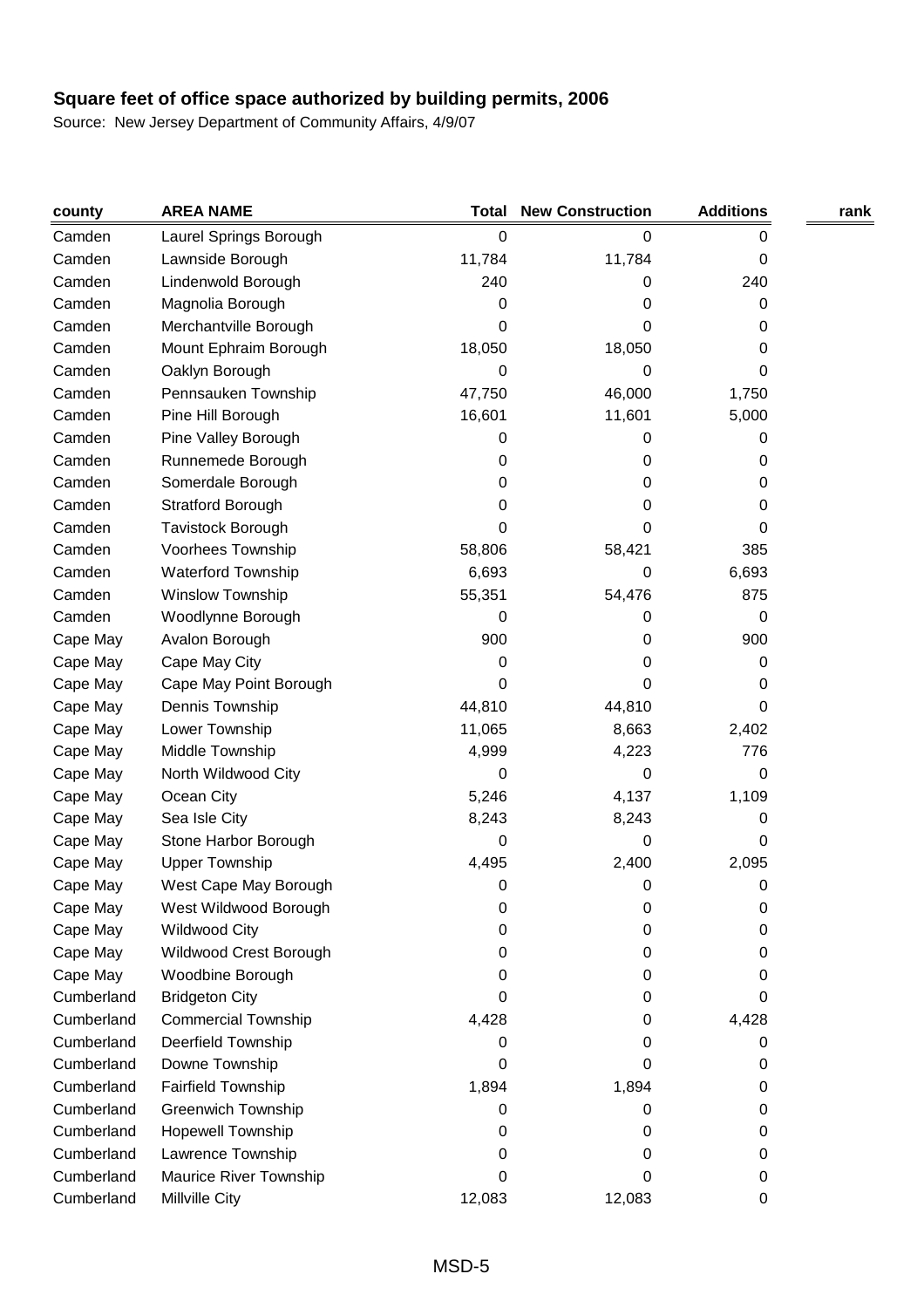# Square feet of office space authorized by building permits, 2006

Source: New Jersey Department of Community Affairs, 4/9/07

| county | AREA NAME | Total | New Construction | Additions | rank |
|---|---|---|---|---|---|
| Camden | Laurel Springs Borough | 0 | 0 | 0 | |
| Camden | Lawnside Borough | 11,784 | 11,784 | 0 | |
| Camden | Lindenwold Borough | 240 | 0 | 240 | |
| Camden | Magnolia Borough | 0 | 0 | 0 | |
| Camden | Merchantville Borough | 0 | 0 | 0 | |
| Camden | Mount Ephraim Borough | 18,050 | 18,050 | 0 | |
| Camden | Oaklyn Borough | 0 | 0 | 0 | |
| Camden | Pennsauken Township | 47,750 | 46,000 | 1,750 | |
| Camden | Pine Hill Borough | 16,601 | 11,601 | 5,000 | |
| Camden | Pine Valley Borough | 0 | 0 | 0 | |
| Camden | Runnemede Borough | 0 | 0 | 0 | |
| Camden | Somerdale Borough | 0 | 0 | 0 | |
| Camden | Stratford Borough | 0 | 0 | 0 | |
| Camden | Tavistock Borough | 0 | 0 | 0 | |
| Camden | Voorhees Township | 58,806 | 58,421 | 385 | |
| Camden | Waterford Township | 6,693 | 0 | 6,693 | |
| Camden | Winslow Township | 55,351 | 54,476 | 875 | |
| Camden | Woodlynne Borough | 0 | 0 | 0 | |
| Cape May | Avalon Borough | 900 | 0 | 900 | |
| Cape May | Cape May City | 0 | 0 | 0 | |
| Cape May | Cape May Point Borough | 0 | 0 | 0 | |
| Cape May | Dennis Township | 44,810 | 44,810 | 0 | |
| Cape May | Lower Township | 11,065 | 8,663 | 2,402 | |
| Cape May | Middle Township | 4,999 | 4,223 | 776 | |
| Cape May | North Wildwood City | 0 | 0 | 0 | |
| Cape May | Ocean City | 5,246 | 4,137 | 1,109 | |
| Cape May | Sea Isle City | 8,243 | 8,243 | 0 | |
| Cape May | Stone Harbor Borough | 0 | 0 | 0 | |
| Cape May | Upper Township | 4,495 | 2,400 | 2,095 | |
| Cape May | West Cape May Borough | 0 | 0 | 0 | |
| Cape May | West Wildwood Borough | 0 | 0 | 0 | |
| Cape May | Wildwood City | 0 | 0 | 0 | |
| Cape May | Wildwood Crest Borough | 0 | 0 | 0 | |
| Cape May | Woodbine Borough | 0 | 0 | 0 | |
| Cumberland | Bridgeton City | 0 | 0 | 0 | |
| Cumberland | Commercial Township | 4,428 | 0 | 4,428 | |
| Cumberland | Deerfield Township | 0 | 0 | 0 | |
| Cumberland | Downe Township | 0 | 0 | 0 | |
| Cumberland | Fairfield Township | 1,894 | 1,894 | 0 | |
| Cumberland | Greenwich Township | 0 | 0 | 0 | |
| Cumberland | Hopewell Township | 0 | 0 | 0 | |
| Cumberland | Lawrence Township | 0 | 0 | 0 | |
| Cumberland | Maurice River Township | 0 | 0 | 0 | |
| Cumberland | Millville City | 12,083 | 12,083 | 0 | |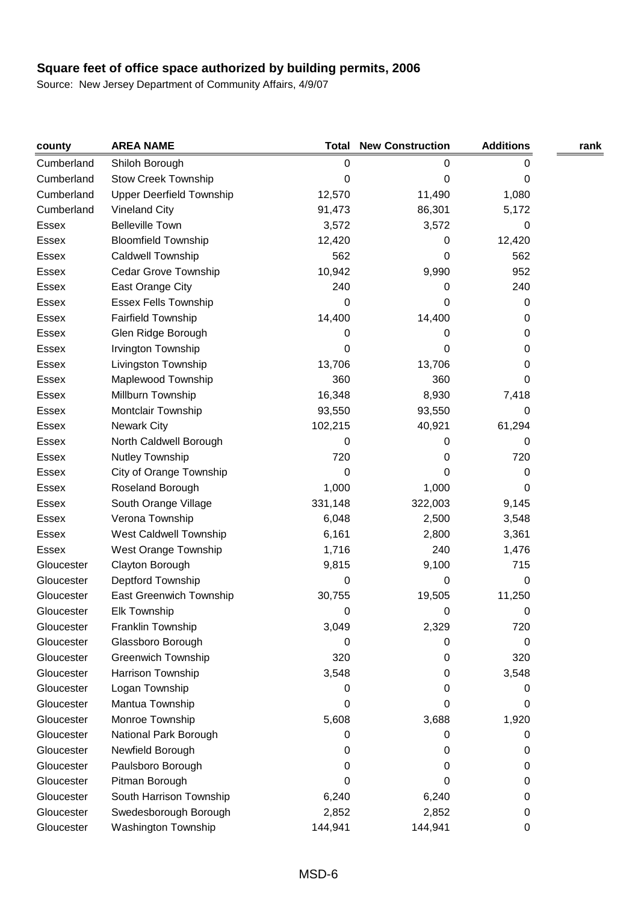## Square feet of office space authorized by building permits, 2006

Source: New Jersey Department of Community Affairs, 4/9/07

| county | AREA NAME | Total | New Construction | Additions | rank |
|---|---|---|---|---|---|
| Cumberland | Shiloh Borough | 0 | 0 | 0 | |
| Cumberland | Stow Creek Township | 0 | 0 | 0 | |
| Cumberland | Upper Deerfield Township | 12,570 | 11,490 | 1,080 | |
| Cumberland | Vineland City | 91,473 | 86,301 | 5,172 | |
| Essex | Belleville Town | 3,572 | 3,572 | 0 | |
| Essex | Bloomfield Township | 12,420 | 0 | 12,420 | |
| Essex | Caldwell Township | 562 | 0 | 562 | |
| Essex | Cedar Grove Township | 10,942 | 9,990 | 952 | |
| Essex | East Orange City | 240 | 0 | 240 | |
| Essex | Essex Fells Township | 0 | 0 | 0 | |
| Essex | Fairfield Township | 14,400 | 14,400 | 0 | |
| Essex | Glen Ridge Borough | 0 | 0 | 0 | |
| Essex | Irvington Township | 0 | 0 | 0 | |
| Essex | Livingston Township | 13,706 | 13,706 | 0 | |
| Essex | Maplewood Township | 360 | 360 | 0 | |
| Essex | Millburn Township | 16,348 | 8,930 | 7,418 | |
| Essex | Montclair Township | 93,550 | 93,550 | 0 | |
| Essex | Newark City | 102,215 | 40,921 | 61,294 | |
| Essex | North Caldwell Borough | 0 | 0 | 0 | |
| Essex | Nutley Township | 720 | 0 | 720 | |
| Essex | City of Orange Township | 0 | 0 | 0 | |
| Essex | Roseland Borough | 1,000 | 1,000 | 0 | |
| Essex | South Orange Village | 331,148 | 322,003 | 9,145 | |
| Essex | Verona Township | 6,048 | 2,500 | 3,548 | |
| Essex | West Caldwell Township | 6,161 | 2,800 | 3,361 | |
| Essex | West Orange Township | 1,716 | 240 | 1,476 | |
| Gloucester | Clayton Borough | 9,815 | 9,100 | 715 | |
| Gloucester | Deptford Township | 0 | 0 | 0 | |
| Gloucester | East Greenwich Township | 30,755 | 19,505 | 11,250 | |
| Gloucester | Elk Township | 0 | 0 | 0 | |
| Gloucester | Franklin Township | 3,049 | 2,329 | 720 | |
| Gloucester | Glassboro Borough | 0 | 0 | 0 | |
| Gloucester | Greenwich Township | 320 | 0 | 320 | |
| Gloucester | Harrison Township | 3,548 | 0 | 3,548 | |
| Gloucester | Logan Township | 0 | 0 | 0 | |
| Gloucester | Mantua Township | 0 | 0 | 0 | |
| Gloucester | Monroe Township | 5,608 | 3,688 | 1,920 | |
| Gloucester | National Park Borough | 0 | 0 | 0 | |
| Gloucester | Newfield Borough | 0 | 0 | 0 | |
| Gloucester | Paulsboro Borough | 0 | 0 | 0 | |
| Gloucester | Pitman Borough | 0 | 0 | 0 | |
| Gloucester | South Harrison Township | 6,240 | 6,240 | 0 | |
| Gloucester | Swedesborough Borough | 2,852 | 2,852 | 0 | |
| Gloucester | Washington Township | 144,941 | 144,941 | 0 | |

MSD-6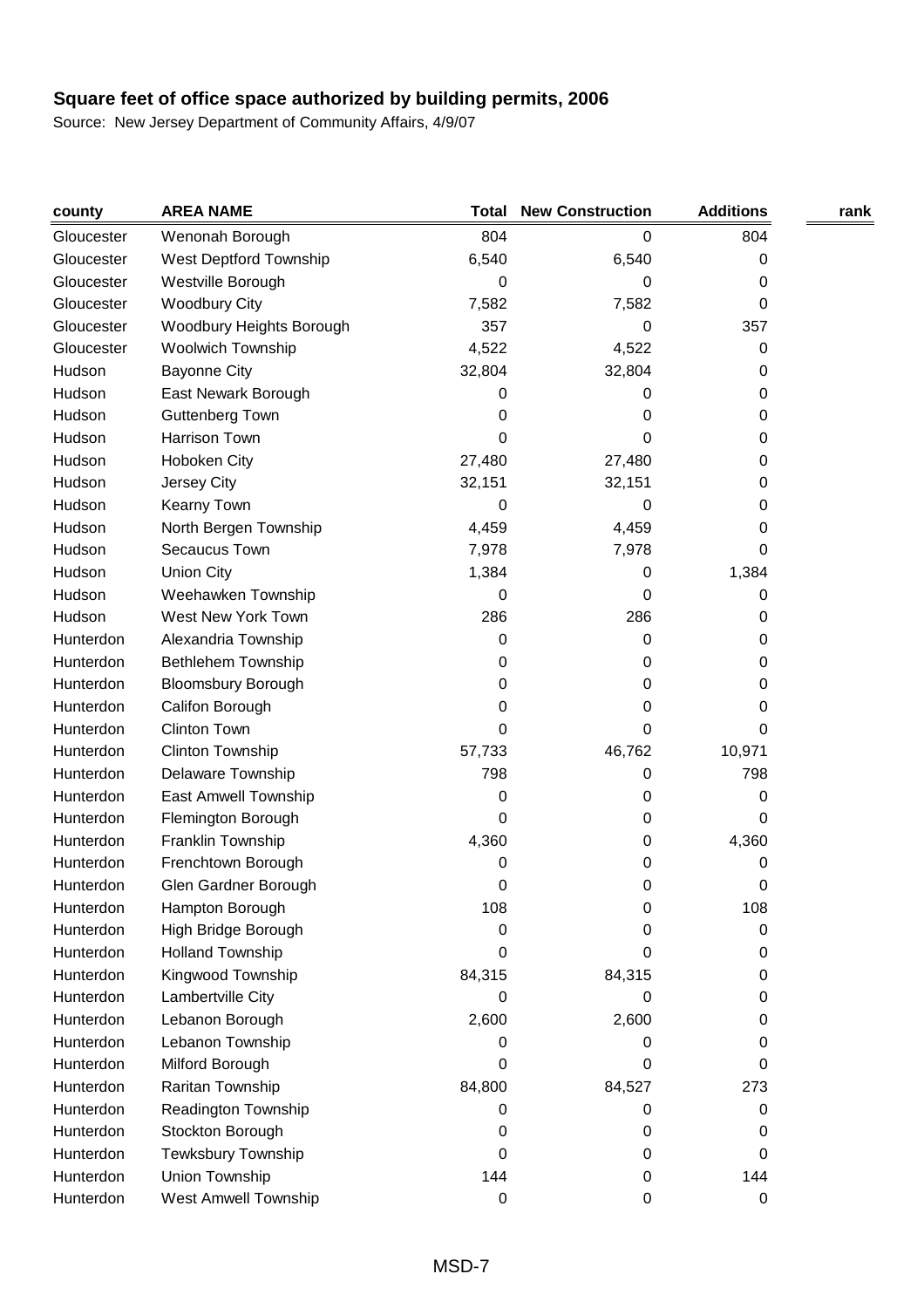## Square feet of office space authorized by building permits, 2006

Source: New Jersey Department of Community Affairs, 4/9/07

| county | AREA NAME | Total | New Construction | Additions | rank |
|---|---|---|---|---|---|
| Gloucester | Wenonah Borough | 804 | 0 | 804 | |
| Gloucester | West Deptford Township | 6,540 | 6,540 | 0 | |
| Gloucester | Westville Borough | 0 | 0 | 0 | |
| Gloucester | Woodbury City | 7,582 | 7,582 | 0 | |
| Gloucester | Woodbury Heights Borough | 357 | 0 | 357 | |
| Gloucester | Woolwich Township | 4,522 | 4,522 | 0 | |
| Hudson | Bayonne City | 32,804 | 32,804 | 0 | |
| Hudson | East Newark Borough | 0 | 0 | 0 | |
| Hudson | Guttenberg Town | 0 | 0 | 0 | |
| Hudson | Harrison Town | 0 | 0 | 0 | |
| Hudson | Hoboken City | 27,480 | 27,480 | 0 | |
| Hudson | Jersey City | 32,151 | 32,151 | 0 | |
| Hudson | Kearny Town | 0 | 0 | 0 | |
| Hudson | North Bergen Township | 4,459 | 4,459 | 0 | |
| Hudson | Secaucus Town | 7,978 | 7,978 | 0 | |
| Hudson | Union City | 1,384 | 0 | 1,384 | |
| Hudson | Weehawken Township | 0 | 0 | 0 | |
| Hudson | West New York Town | 286 | 286 | 0 | |
| Hunterdon | Alexandria Township | 0 | 0 | 0 | |
| Hunterdon | Bethlehem Township | 0 | 0 | 0 | |
| Hunterdon | Bloomsbury Borough | 0 | 0 | 0 | |
| Hunterdon | Califon Borough | 0 | 0 | 0 | |
| Hunterdon | Clinton Town | 0 | 0 | 0 | |
| Hunterdon | Clinton Township | 57,733 | 46,762 | 10,971 | |
| Hunterdon | Delaware Township | 798 | 0 | 798 | |
| Hunterdon | East Amwell Township | 0 | 0 | 0 | |
| Hunterdon | Flemington Borough | 0 | 0 | 0 | |
| Hunterdon | Franklin Township | 4,360 | 0 | 4,360 | |
| Hunterdon | Frenchtown Borough | 0 | 0 | 0 | |
| Hunterdon | Glen Gardner Borough | 0 | 0 | 0 | |
| Hunterdon | Hampton Borough | 108 | 0 | 108 | |
| Hunterdon | High Bridge Borough | 0 | 0 | 0 | |
| Hunterdon | Holland Township | 0 | 0 | 0 | |
| Hunterdon | Kingwood Township | 84,315 | 84,315 | 0 | |
| Hunterdon | Lambertville City | 0 | 0 | 0 | |
| Hunterdon | Lebanon Borough | 2,600 | 2,600 | 0 | |
| Hunterdon | Lebanon Township | 0 | 0 | 0 | |
| Hunterdon | Milford Borough | 0 | 0 | 0 | |
| Hunterdon | Raritan Township | 84,800 | 84,527 | 273 | |
| Hunterdon | Readington Township | 0 | 0 | 0 | |
| Hunterdon | Stockton Borough | 0 | 0 | 0 | |
| Hunterdon | Tewksbury Township | 0 | 0 | 0 | |
| Hunterdon | Union Township | 144 | 0 | 144 | |
| Hunterdon | West Amwell Township | 0 | 0 | 0 | |

MSD-7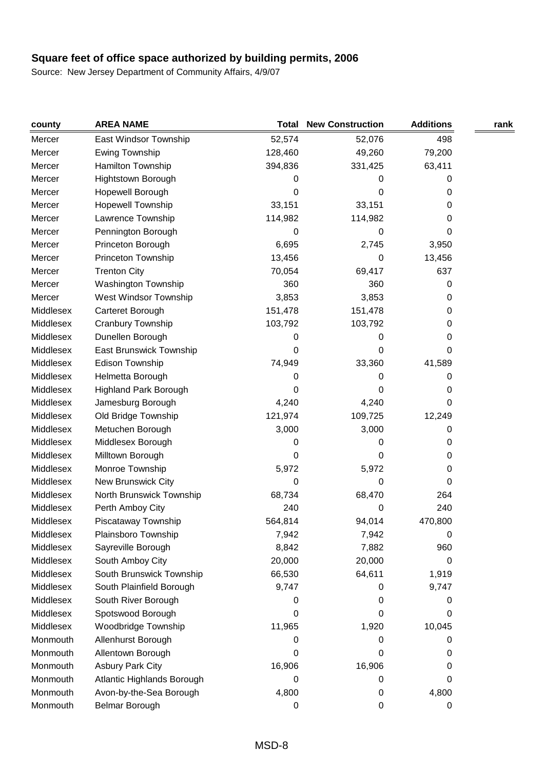## Square feet of office space authorized by building permits, 2006

Source: New Jersey Department of Community Affairs, 4/9/07

| county | AREA NAME | Total | New Construction | Additions | rank |
|---|---|---|---|---|---|
| Mercer | East Windsor Township | 52,574 | 52,076 | 498 | |
| Mercer | Ewing Township | 128,460 | 49,260 | 79,200 | |
| Mercer | Hamilton Township | 394,836 | 331,425 | 63,411 | |
| Mercer | Hightstown Borough | 0 | 0 | 0 | |
| Mercer | Hopewell Borough | 0 | 0 | 0 | |
| Mercer | Hopewell Township | 33,151 | 33,151 | 0 | |
| Mercer | Lawrence Township | 114,982 | 114,982 | 0 | |
| Mercer | Pennington Borough | 0 | 0 | 0 | |
| Mercer | Princeton Borough | 6,695 | 2,745 | 3,950 | |
| Mercer | Princeton Township | 13,456 | 0 | 13,456 | |
| Mercer | Trenton City | 70,054 | 69,417 | 637 | |
| Mercer | Washington Township | 360 | 360 | 0 | |
| Mercer | West Windsor Township | 3,853 | 3,853 | 0 | |
| Middlesex | Carteret Borough | 151,478 | 151,478 | 0 | |
| Middlesex | Cranbury Township | 103,792 | 103,792 | 0 | |
| Middlesex | Dunellen Borough | 0 | 0 | 0 | |
| Middlesex | East Brunswick Township | 0 | 0 | 0 | |
| Middlesex | Edison Township | 74,949 | 33,360 | 41,589 | |
| Middlesex | Helmetta Borough | 0 | 0 | 0 | |
| Middlesex | Highland Park Borough | 0 | 0 | 0 | |
| Middlesex | Jamesburg Borough | 4,240 | 4,240 | 0 | |
| Middlesex | Old Bridge Township | 121,974 | 109,725 | 12,249 | |
| Middlesex | Metuchen Borough | 3,000 | 3,000 | 0 | |
| Middlesex | Middlesex Borough | 0 | 0 | 0 | |
| Middlesex | Milltown Borough | 0 | 0 | 0 | |
| Middlesex | Monroe Township | 5,972 | 5,972 | 0 | |
| Middlesex | New Brunswick City | 0 | 0 | 0 | |
| Middlesex | North Brunswick Township | 68,734 | 68,470 | 264 | |
| Middlesex | Perth Amboy City | 240 | 0 | 240 | |
| Middlesex | Piscataway Township | 564,814 | 94,014 | 470,800 | |
| Middlesex | Plainsboro Township | 7,942 | 7,942 | 0 | |
| Middlesex | Sayreville Borough | 8,842 | 7,882 | 960 | |
| Middlesex | South Amboy City | 20,000 | 20,000 | 0 | |
| Middlesex | South Brunswick Township | 66,530 | 64,611 | 1,919 | |
| Middlesex | South Plainfield Borough | 9,747 | 0 | 9,747 | |
| Middlesex | South River Borough | 0 | 0 | 0 | |
| Middlesex | Spotswood Borough | 0 | 0 | 0 | |
| Middlesex | Woodbridge Township | 11,965 | 1,920 | 10,045 | |
| Monmouth | Allenhurst Borough | 0 | 0 | 0 | |
| Monmouth | Allentown Borough | 0 | 0 | 0 | |
| Monmouth | Asbury Park City | 16,906 | 16,906 | 0 | |
| Monmouth | Atlantic Highlands Borough | 0 | 0 | 0 | |
| Monmouth | Avon-by-the-Sea Borough | 4,800 | 0 | 4,800 | |
| Monmouth | Belmar Borough | 0 | 0 | 0 | |

MSD-8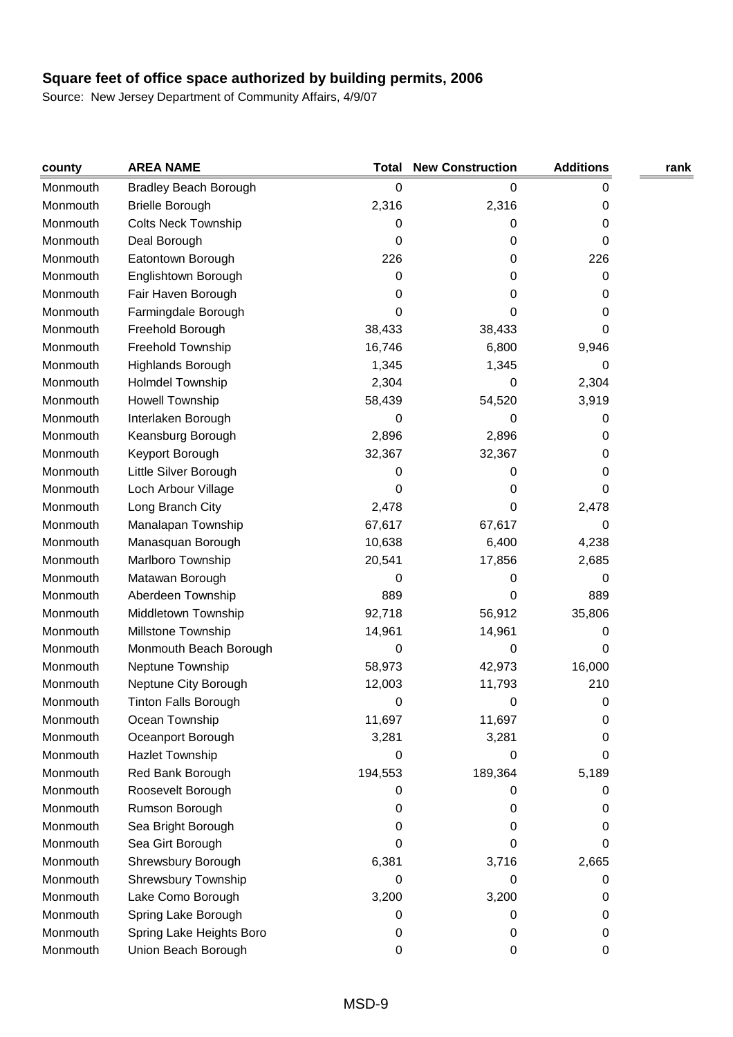# Square feet of office space authorized by building permits, 2006

Source: New Jersey Department of Community Affairs, 4/9/07

| county | AREA NAME | Total | New Construction | Additions | rank |
|---|---|---|---|---|---|
| Monmouth | Bradley Beach Borough | 0 | 0 | 0 | |
| Monmouth | Brielle Borough | 2,316 | 2,316 | 0 | |
| Monmouth | Colts Neck Township | 0 | 0 | 0 | |
| Monmouth | Deal Borough | 0 | 0 | 0 | |
| Monmouth | Eatontown Borough | 226 | 0 | 226 | |
| Monmouth | Englishtown Borough | 0 | 0 | 0 | |
| Monmouth | Fair Haven Borough | 0 | 0 | 0 | |
| Monmouth | Farmingdale Borough | 0 | 0 | 0 | |
| Monmouth | Freehold Borough | 38,433 | 38,433 | 0 | |
| Monmouth | Freehold Township | 16,746 | 6,800 | 9,946 | |
| Monmouth | Highlands Borough | 1,345 | 1,345 | 0 | |
| Monmouth | Holmdel Township | 2,304 | 0 | 2,304 | |
| Monmouth | Howell Township | 58,439 | 54,520 | 3,919 | |
| Monmouth | Interlaken Borough | 0 | 0 | 0 | |
| Monmouth | Keansburg Borough | 2,896 | 2,896 | 0 | |
| Monmouth | Keyport Borough | 32,367 | 32,367 | 0 | |
| Monmouth | Little Silver Borough | 0 | 0 | 0 | |
| Monmouth | Loch Arbour Village | 0 | 0 | 0 | |
| Monmouth | Long Branch City | 2,478 | 0 | 2,478 | |
| Monmouth | Manalapan Township | 67,617 | 67,617 | 0 | |
| Monmouth | Manasquan Borough | 10,638 | 6,400 | 4,238 | |
| Monmouth | Marlboro Township | 20,541 | 17,856 | 2,685 | |
| Monmouth | Matawan Borough | 0 | 0 | 0 | |
| Monmouth | Aberdeen Township | 889 | 0 | 889 | |
| Monmouth | Middletown Township | 92,718 | 56,912 | 35,806 | |
| Monmouth | Millstone Township | 14,961 | 14,961 | 0 | |
| Monmouth | Monmouth Beach Borough | 0 | 0 | 0 | |
| Monmouth | Neptune Township | 58,973 | 42,973 | 16,000 | |
| Monmouth | Neptune City Borough | 12,003 | 11,793 | 210 | |
| Monmouth | Tinton Falls Borough | 0 | 0 | 0 | |
| Monmouth | Ocean Township | 11,697 | 11,697 | 0 | |
| Monmouth | Oceanport Borough | 3,281 | 3,281 | 0 | |
| Monmouth | Hazlet Township | 0 | 0 | 0 | |
| Monmouth | Red Bank Borough | 194,553 | 189,364 | 5,189 | |
| Monmouth | Roosevelt Borough | 0 | 0 | 0 | |
| Monmouth | Rumson Borough | 0 | 0 | 0 | |
| Monmouth | Sea Bright Borough | 0 | 0 | 0 | |
| Monmouth | Sea Girt Borough | 0 | 0 | 0 | |
| Monmouth | Shrewsbury Borough | 6,381 | 3,716 | 2,665 | |
| Monmouth | Shrewsbury Township | 0 | 0 | 0 | |
| Monmouth | Lake Como Borough | 3,200 | 3,200 | 0 | |
| Monmouth | Spring Lake Borough | 0 | 0 | 0 | |
| Monmouth | Spring Lake Heights Boro | 0 | 0 | 0 | |
| Monmouth | Union Beach Borough | 0 | 0 | 0 | |

MSD-9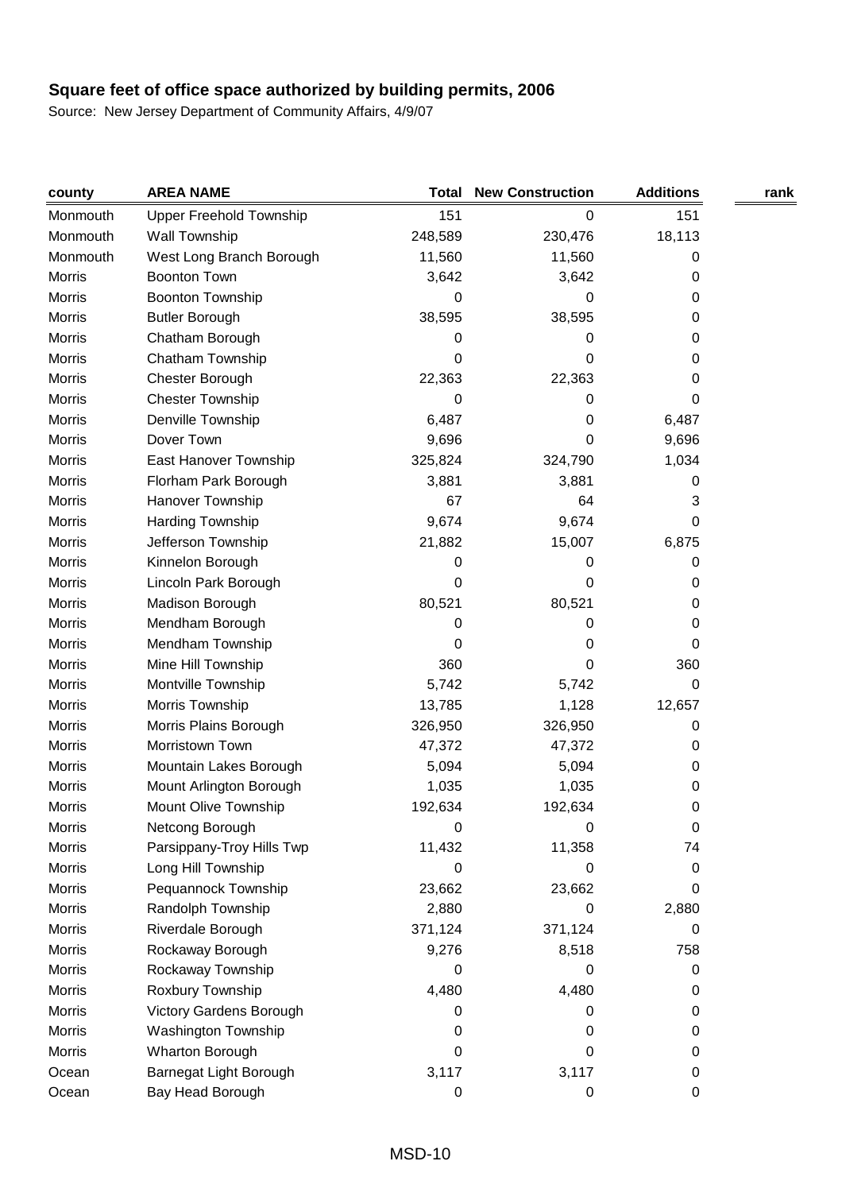# Square feet of office space authorized by building permits, 2006

Source: New Jersey Department of Community Affairs, 4/9/07

| county | AREA NAME | Total | New Construction | Additions | rank |
|---|---|---|---|---|---|
| Monmouth | Upper Freehold Township | 151 | 0 | 151 | |
| Monmouth | Wall Township | 248,589 | 230,476 | 18,113 | |
| Monmouth | West Long Branch Borough | 11,560 | 11,560 | 0 | |
| Morris | Boonton Town | 3,642 | 3,642 | 0 | |
| Morris | Boonton Township | 0 | 0 | 0 | |
| Morris | Butler Borough | 38,595 | 38,595 | 0 | |
| Morris | Chatham Borough | 0 | 0 | 0 | |
| Morris | Chatham Township | 0 | 0 | 0 | |
| Morris | Chester Borough | 22,363 | 22,363 | 0 | |
| Morris | Chester Township | 0 | 0 | 0 | |
| Morris | Denville Township | 6,487 | 0 | 6,487 | |
| Morris | Dover Town | 9,696 | 0 | 9,696 | |
| Morris | East Hanover Township | 325,824 | 324,790 | 1,034 | |
| Morris | Florham Park Borough | 3,881 | 3,881 | 0 | |
| Morris | Hanover Township | 67 | 64 | 3 | |
| Morris | Harding Township | 9,674 | 9,674 | 0 | |
| Morris | Jefferson Township | 21,882 | 15,007 | 6,875 | |
| Morris | Kinnelon Borough | 0 | 0 | 0 | |
| Morris | Lincoln Park Borough | 0 | 0 | 0 | |
| Morris | Madison Borough | 80,521 | 80,521 | 0 | |
| Morris | Mendham Borough | 0 | 0 | 0 | |
| Morris | Mendham Township | 0 | 0 | 0 | |
| Morris | Mine Hill Township | 360 | 0 | 360 | |
| Morris | Montville Township | 5,742 | 5,742 | 0 | |
| Morris | Morris Township | 13,785 | 1,128 | 12,657 | |
| Morris | Morris Plains Borough | 326,950 | 326,950 | 0 | |
| Morris | Morristown Town | 47,372 | 47,372 | 0 | |
| Morris | Mountain Lakes Borough | 5,094 | 5,094 | 0 | |
| Morris | Mount Arlington Borough | 1,035 | 1,035 | 0 | |
| Morris | Mount Olive Township | 192,634 | 192,634 | 0 | |
| Morris | Netcong Borough | 0 | 0 | 0 | |
| Morris | Parsippany-Troy Hills Twp | 11,432 | 11,358 | 74 | |
| Morris | Long Hill Township | 0 | 0 | 0 | |
| Morris | Pequannock Township | 23,662 | 23,662 | 0 | |
| Morris | Randolph Township | 2,880 | 0 | 2,880 | |
| Morris | Riverdale Borough | 371,124 | 371,124 | 0 | |
| Morris | Rockaway Borough | 9,276 | 8,518 | 758 | |
| Morris | Rockaway Township | 0 | 0 | 0 | |
| Morris | Roxbury Township | 4,480 | 4,480 | 0 | |
| Morris | Victory Gardens Borough | 0 | 0 | 0 | |
| Morris | Washington Township | 0 | 0 | 0 | |
| Morris | Wharton Borough | 0 | 0 | 0 | |
| Ocean | Barnegat Light Borough | 3,117 | 3,117 | 0 | |
| Ocean | Bay Head Borough | 0 | 0 | 0 | |

MSD-10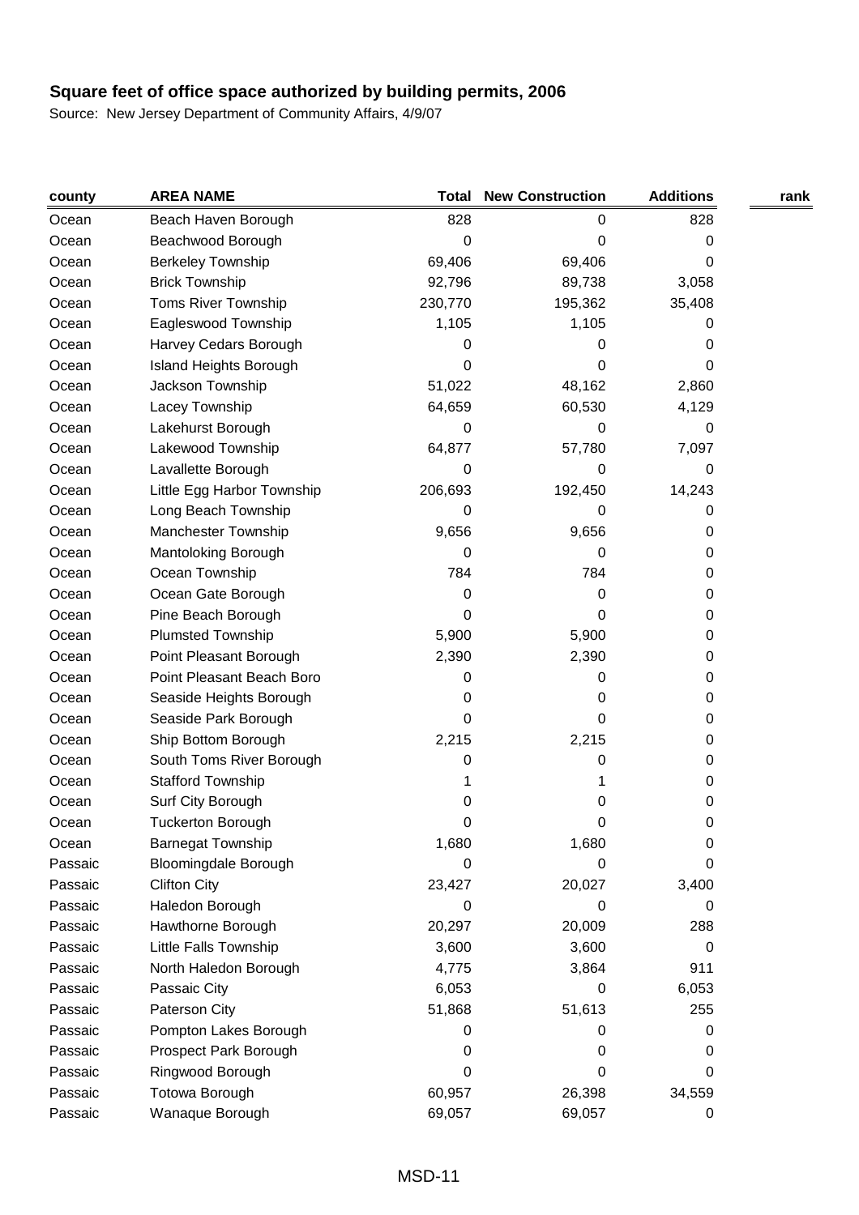# Square feet of office space authorized by building permits, 2006

Source: New Jersey Department of Community Affairs, 4/9/07

| county | AREA NAME | Total | New Construction | Additions | rank |
|---|---|---|---|---|---|
| Ocean | Beach Haven Borough | 828 | 0 | 828 | |
| Ocean | Beachwood Borough | 0 | 0 | 0 | |
| Ocean | Berkeley Township | 69,406 | 69,406 | 0 | |
| Ocean | Brick Township | 92,796 | 89,738 | 3,058 | |
| Ocean | Toms River Township | 230,770 | 195,362 | 35,408 | |
| Ocean | Eagleswood Township | 1,105 | 1,105 | 0 | |
| Ocean | Harvey Cedars Borough | 0 | 0 | 0 | |
| Ocean | Island Heights Borough | 0 | 0 | 0 | |
| Ocean | Jackson Township | 51,022 | 48,162 | 2,860 | |
| Ocean | Lacey Township | 64,659 | 60,530 | 4,129 | |
| Ocean | Lakehurst Borough | 0 | 0 | 0 | |
| Ocean | Lakewood Township | 64,877 | 57,780 | 7,097 | |
| Ocean | Lavallette Borough | 0 | 0 | 0 | |
| Ocean | Little Egg Harbor Township | 206,693 | 192,450 | 14,243 | |
| Ocean | Long Beach Township | 0 | 0 | 0 | |
| Ocean | Manchester Township | 9,656 | 9,656 | 0 | |
| Ocean | Mantoloking Borough | 0 | 0 | 0 | |
| Ocean | Ocean Township | 784 | 784 | 0 | |
| Ocean | Ocean Gate Borough | 0 | 0 | 0 | |
| Ocean | Pine Beach Borough | 0 | 0 | 0 | |
| Ocean | Plumsted Township | 5,900 | 5,900 | 0 | |
| Ocean | Point Pleasant Borough | 2,390 | 2,390 | 0 | |
| Ocean | Point Pleasant Beach Boro | 0 | 0 | 0 | |
| Ocean | Seaside Heights Borough | 0 | 0 | 0 | |
| Ocean | Seaside Park Borough | 0 | 0 | 0 | |
| Ocean | Ship Bottom Borough | 2,215 | 2,215 | 0 | |
| Ocean | South Toms River Borough | 0 | 0 | 0 | |
| Ocean | Stafford Township | 1 | 1 | 0 | |
| Ocean | Surf City Borough | 0 | 0 | 0 | |
| Ocean | Tuckerton Borough | 0 | 0 | 0 | |
| Ocean | Barnegat Township | 1,680 | 1,680 | 0 | |
| Passaic | Bloomingdale Borough | 0 | 0 | 0 | |
| Passaic | Clifton City | 23,427 | 20,027 | 3,400 | |
| Passaic | Haledon Borough | 0 | 0 | 0 | |
| Passaic | Hawthorne Borough | 20,297 | 20,009 | 288 | |
| Passaic | Little Falls Township | 3,600 | 3,600 | 0 | |
| Passaic | North Haledon Borough | 4,775 | 3,864 | 911 | |
| Passaic | Passaic City | 6,053 | 0 | 6,053 | |
| Passaic | Paterson City | 51,868 | 51,613 | 255 | |
| Passaic | Pompton Lakes Borough | 0 | 0 | 0 | |
| Passaic | Prospect Park Borough | 0 | 0 | 0 | |
| Passaic | Ringwood Borough | 0 | 0 | 0 | |
| Passaic | Totowa Borough | 60,957 | 26,398 | 34,559 | |
| Passaic | Wanaque Borough | 69,057 | 69,057 | 0 | |

MSD-11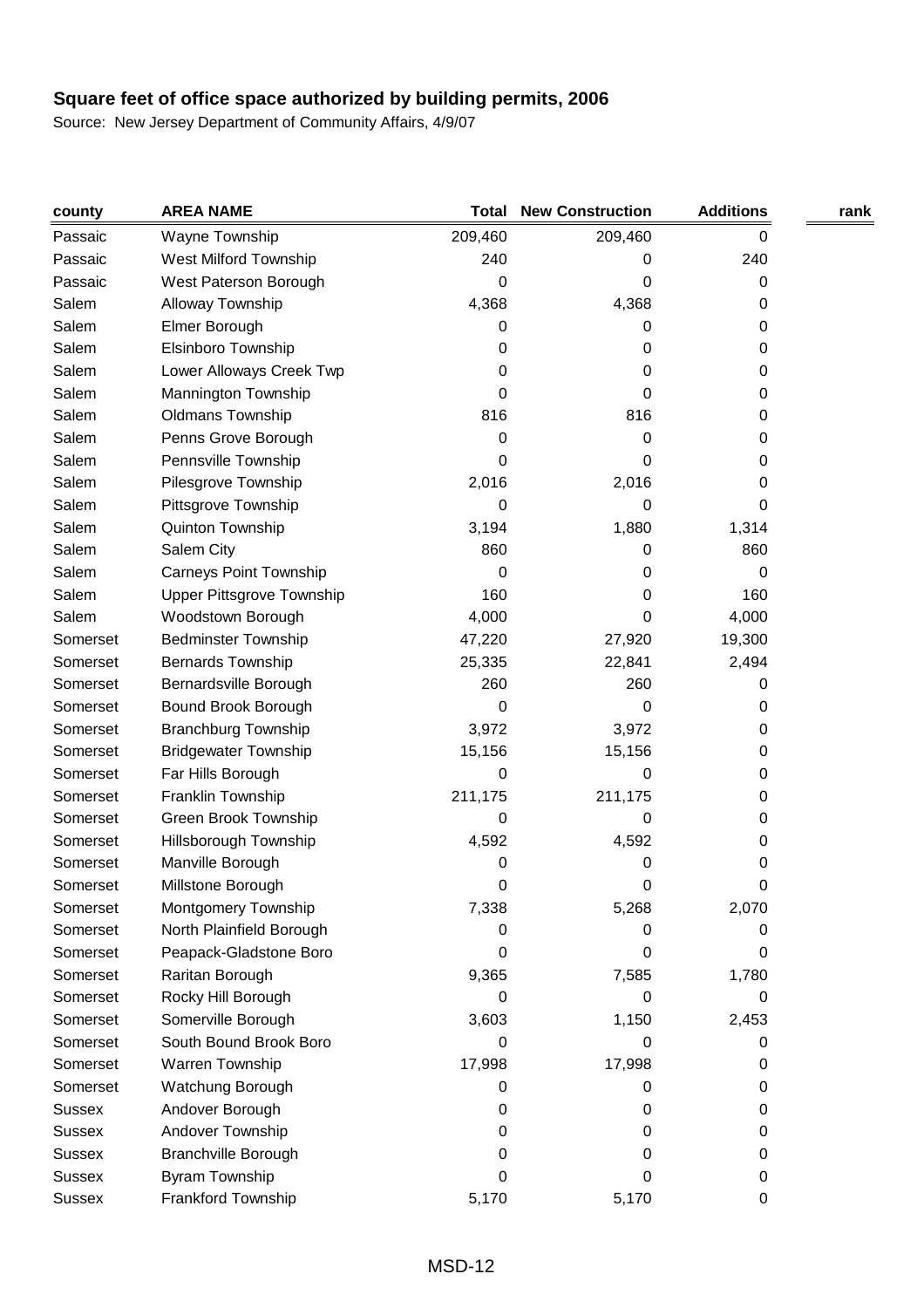# Square feet of office space authorized by building permits, 2006

Source: New Jersey Department of Community Affairs, 4/9/07

| county | AREA NAME | Total | New Construction | Additions | rank |
|---|---|---|---|---|---|
| Passaic | Wayne Township | 209,460 | 209,460 | 0 | |
| Passaic | West Milford Township | 240 | 0 | 240 | |
| Passaic | West Paterson Borough | 0 | 0 | 0 | |
| Salem | Alloway Township | 4,368 | 4,368 | 0 | |
| Salem | Elmer Borough | 0 | 0 | 0 | |
| Salem | Elsinboro Township | 0 | 0 | 0 | |
| Salem | Lower Alloways Creek Twp | 0 | 0 | 0 | |
| Salem | Mannington Township | 0 | 0 | 0 | |
| Salem | Oldmans Township | 816 | 816 | 0 | |
| Salem | Penns Grove Borough | 0 | 0 | 0 | |
| Salem | Pennsville Township | 0 | 0 | 0 | |
| Salem | Pilesgrove Township | 2,016 | 2,016 | 0 | |
| Salem | Pittsgrove Township | 0 | 0 | 0 | |
| Salem | Quinton Township | 3,194 | 1,880 | 1,314 | |
| Salem | Salem City | 860 | 0 | 860 | |
| Salem | Carneys Point Township | 0 | 0 | 0 | |
| Salem | Upper Pittsgrove Township | 160 | 0 | 160 | |
| Salem | Woodstown Borough | 4,000 | 0 | 4,000 | |
| Somerset | Bedminster Township | 47,220 | 27,920 | 19,300 | |
| Somerset | Bernards Township | 25,335 | 22,841 | 2,494 | |
| Somerset | Bernardsville Borough | 260 | 260 | 0 | |
| Somerset | Bound Brook Borough | 0 | 0 | 0 | |
| Somerset | Branchburg Township | 3,972 | 3,972 | 0 | |
| Somerset | Bridgewater Township | 15,156 | 15,156 | 0 | |
| Somerset | Far Hills Borough | 0 | 0 | 0 | |
| Somerset | Franklin Township | 211,175 | 211,175 | 0 | |
| Somerset | Green Brook Township | 0 | 0 | 0 | |
| Somerset | Hillsborough Township | 4,592 | 4,592 | 0 | |
| Somerset | Manville Borough | 0 | 0 | 0 | |
| Somerset | Millstone Borough | 0 | 0 | 0 | |
| Somerset | Montgomery Township | 7,338 | 5,268 | 2,070 | |
| Somerset | North Plainfield Borough | 0 | 0 | 0 | |
| Somerset | Peapack-Gladstone Boro | 0 | 0 | 0 | |
| Somerset | Raritan Borough | 9,365 | 7,585 | 1,780 | |
| Somerset | Rocky Hill Borough | 0 | 0 | 0 | |
| Somerset | Somerville Borough | 3,603 | 1,150 | 2,453 | |
| Somerset | South Bound Brook Boro | 0 | 0 | 0 | |
| Somerset | Warren Township | 17,998 | 17,998 | 0 | |
| Somerset | Watchung Borough | 0 | 0 | 0 | |
| Sussex | Andover Borough | 0 | 0 | 0 | |
| Sussex | Andover Township | 0 | 0 | 0 | |
| Sussex | Branchville Borough | 0 | 0 | 0 | |
| Sussex | Byram Township | 0 | 0 | 0 | |
| Sussex | Frankford Township | 5,170 | 5,170 | 0 | |

MSD-12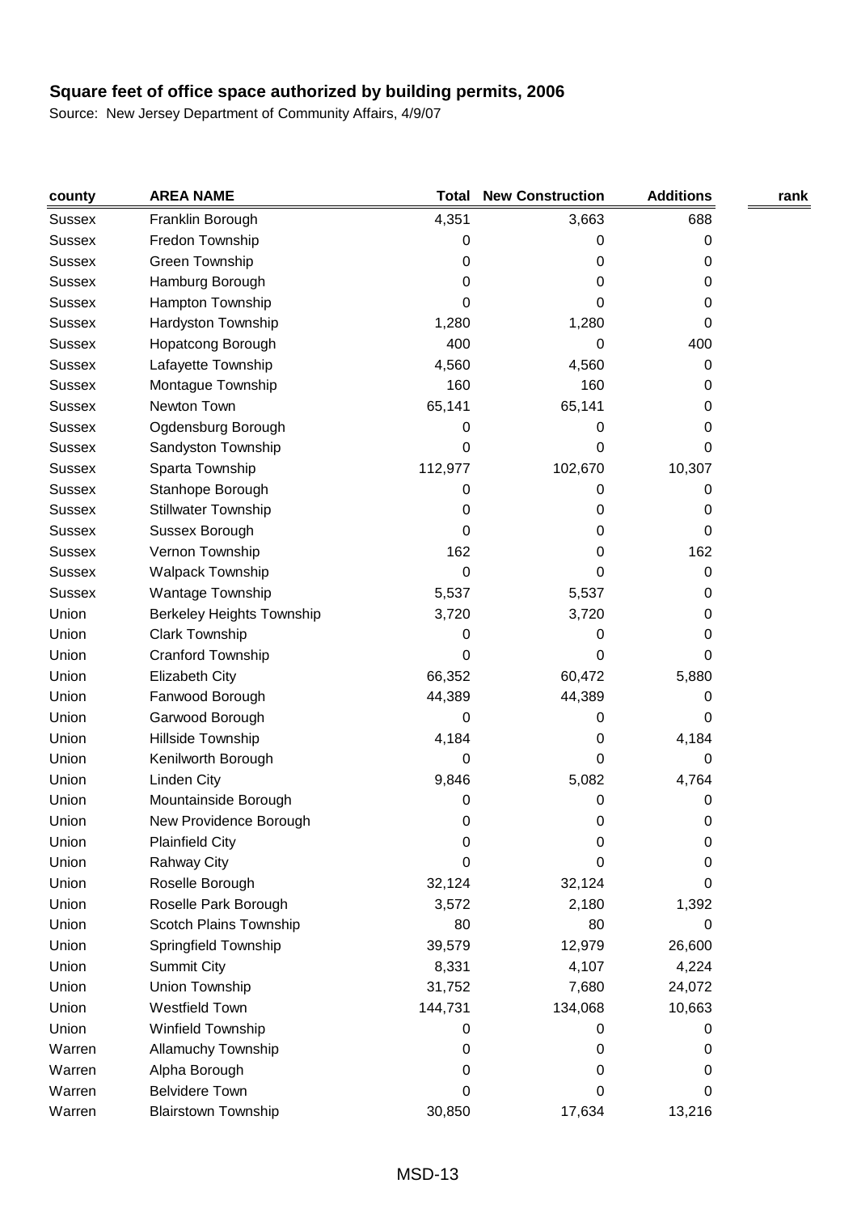## Square feet of office space authorized by building permits, 2006

Source: New Jersey Department of Community Affairs, 4/9/07

| county | AREA NAME | Total | New Construction | Additions | rank |
|---|---|---|---|---|---|
| Sussex | Franklin Borough | 4,351 | 3,663 | 688 | |
| Sussex | Fredon Township | 0 | 0 | 0 | |
| Sussex | Green Township | 0 | 0 | 0 | |
| Sussex | Hamburg Borough | 0 | 0 | 0 | |
| Sussex | Hampton Township | 0 | 0 | 0 | |
| Sussex | Hardyston Township | 1,280 | 1,280 | 0 | |
| Sussex | Hopatcong Borough | 400 | 0 | 400 | |
| Sussex | Lafayette Township | 4,560 | 4,560 | 0 | |
| Sussex | Montague Township | 160 | 160 | 0 | |
| Sussex | Newton Town | 65,141 | 65,141 | 0 | |
| Sussex | Ogdensburg Borough | 0 | 0 | 0 | |
| Sussex | Sandyston Township | 0 | 0 | 0 | |
| Sussex | Sparta Township | 112,977 | 102,670 | 10,307 | |
| Sussex | Stanhope Borough | 0 | 0 | 0 | |
| Sussex | Stillwater Township | 0 | 0 | 0 | |
| Sussex | Sussex Borough | 0 | 0 | 0 | |
| Sussex | Vernon Township | 162 | 0 | 162 | |
| Sussex | Walpack Township | 0 | 0 | 0 | |
| Sussex | Wantage Township | 5,537 | 5,537 | 0 | |
| Union | Berkeley Heights Township | 3,720 | 3,720 | 0 | |
| Union | Clark Township | 0 | 0 | 0 | |
| Union | Cranford Township | 0 | 0 | 0 | |
| Union | Elizabeth City | 66,352 | 60,472 | 5,880 | |
| Union | Fanwood Borough | 44,389 | 44,389 | 0 | |
| Union | Garwood Borough | 0 | 0 | 0 | |
| Union | Hillside Township | 4,184 | 0 | 4,184 | |
| Union | Kenilworth Borough | 0 | 0 | 0 | |
| Union | Linden City | 9,846 | 5,082 | 4,764 | |
| Union | Mountainside Borough | 0 | 0 | 0 | |
| Union | New Providence Borough | 0 | 0 | 0 | |
| Union | Plainfield City | 0 | 0 | 0 | |
| Union | Rahway City | 0 | 0 | 0 | |
| Union | Roselle Borough | 32,124 | 32,124 | 0 | |
| Union | Roselle Park Borough | 3,572 | 2,180 | 1,392 | |
| Union | Scotch Plains Township | 80 | 80 | 0 | |
| Union | Springfield Township | 39,579 | 12,979 | 26,600 | |
| Union | Summit City | 8,331 | 4,107 | 4,224 | |
| Union | Union Township | 31,752 | 7,680 | 24,072 | |
| Union | Westfield Town | 144,731 | 134,068 | 10,663 | |
| Union | Winfield Township | 0 | 0 | 0 | |
| Warren | Allamuchy Township | 0 | 0 | 0 | |
| Warren | Alpha Borough | 0 | 0 | 0 | |
| Warren | Belvidere Town | 0 | 0 | 0 | |
| Warren | Blairstown Township | 30,850 | 17,634 | 13,216 | |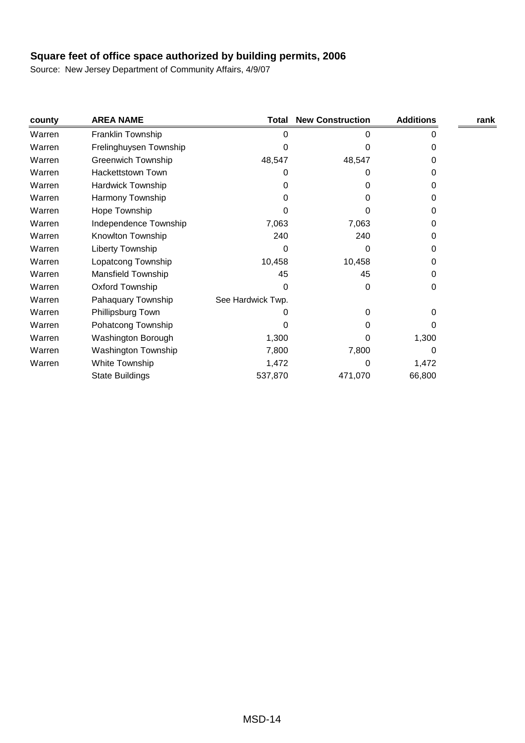## Square feet of office space authorized by building permits, 2006

Source: New Jersey Department of Community Affairs, 4/9/07

| county | AREA NAME | Total | New Construction | Additions | rank |
|---|---|---|---|---|---|
| Warren | Franklin Township | 0 | 0 | 0 | |
| Warren | Frelinghuysen Township | 0 | 0 | 0 | |
| Warren | Greenwich Township | 48,547 | 48,547 | 0 | |
| Warren | Hackettstown Town | 0 | 0 | 0 | |
| Warren | Hardwick Township | 0 | 0 | 0 | |
| Warren | Harmony Township | 0 | 0 | 0 | |
| Warren | Hope Township | 0 | 0 | 0 | |
| Warren | Independence Township | 7,063 | 7,063 | 0 | |
| Warren | Knowlton Township | 240 | 240 | 0 | |
| Warren | Liberty Township | 0 | 0 | 0 | |
| Warren | Lopatcong Township | 10,458 | 10,458 | 0 | |
| Warren | Mansfield Township | 45 | 45 | 0 | |
| Warren | Oxford Township | 0 | 0 | 0 | |
| Warren | Pahaquary Township | See Hardwick Twp. | | | |
| Warren | Phillipsburg Town | 0 | 0 | 0 | |
| Warren | Pohatcong Township | 0 | 0 | 0 | |
| Warren | Washington Borough | 1,300 | 0 | 1,300 | |
| Warren | Washington Township | 7,800 | 7,800 | 0 | |
| Warren | White Township | 1,472 | 0 | 1,472 | |
| | State Buildings | 537,870 | 471,070 | 66,800 | |

MSD-14